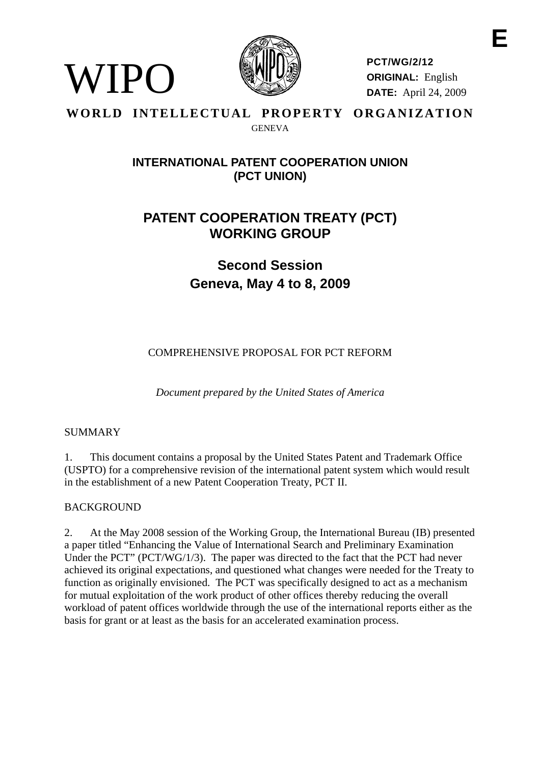**E**

WIPO

**PCT/WG/2/12**
**ORIGINAL:** English
**DATE:** April 24, 2009

**WORLD INTELLECTUAL PROPERTY ORGANIZATION**
GENEVA

## INTERNATIONAL PATENT COOPERATION UNION (PCT UNION)

# PATENT COOPERATION TREATY (PCT) WORKING GROUP

## Second Session
## Geneva, May 4 to 8, 2009

COMPREHENSIVE PROPOSAL FOR PCT REFORM

*Document prepared by the United States of America*

SUMMARY

1. This document contains a proposal by the United States Patent and Trademark Office (USPTO) for a comprehensive revision of the international patent system which would result in the establishment of a new Patent Cooperation Treaty, PCT II.

BACKGROUND

2. At the May 2008 session of the Working Group, the International Bureau (IB) presented a paper titled "Enhancing the Value of International Search and Preliminary Examination Under the PCT" (PCT/WG/1/3). The paper was directed to the fact that the PCT had never achieved its original expectations, and questioned what changes were needed for the Treaty to function as originally envisioned. The PCT was specifically designed to act as a mechanism for mutual exploitation of the work product of other offices thereby reducing the overall workload of patent offices worldwide through the use of the international reports either as the basis for grant or at least as the basis for an accelerated examination process.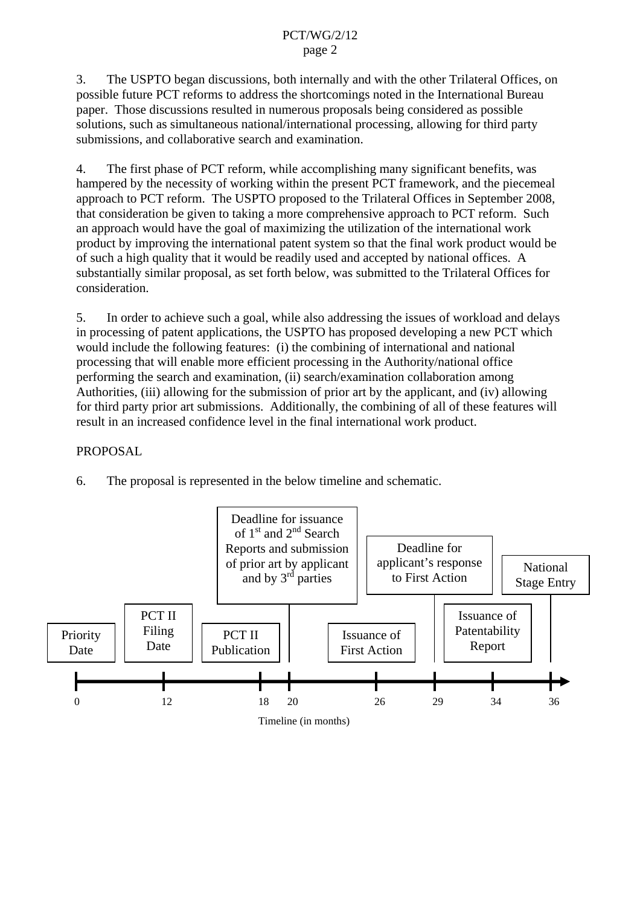3. The USPTO began discussions, both internally and with the other Trilateral Offices, on possible future PCT reforms to address the shortcomings noted in the International Bureau paper. Those discussions resulted in numerous proposals being considered as possible solutions, such as simultaneous national/international processing, allowing for third party submissions, and collaborative search and examination.

4. The first phase of PCT reform, while accomplishing many significant benefits, was hampered by the necessity of working within the present PCT framework, and the piecemeal approach to PCT reform. The USPTO proposed to the Trilateral Offices in September 2008, that consideration be given to taking a more comprehensive approach to PCT reform. Such an approach would have the goal of maximizing the utilization of the international work product by improving the international patent system so that the final work product would be of such a high quality that it would be readily used and accepted by national offices. A substantially similar proposal, as set forth below, was submitted to the Trilateral Offices for consideration.

5. In order to achieve such a goal, while also addressing the issues of workload and delays in processing of patent applications, the USPTO has proposed developing a new PCT which would include the following features: (i) the combining of international and national processing that will enable more efficient processing in the Authority/national office performing the search and examination, (ii) search/examination collaboration among Authorities, (iii) allowing for the submission of prior art by the applicant, and (iv) allowing for third party prior art submissions. Additionally, the combining of all of these features will result in an increased confidence level in the final international work product.

PROPOSAL

6. The proposal is represented in the below timeline and schematic.

| Month | Event |
| --- | --- |
| 0 | Priority Date |
| 12 | PCT II Filing Date |
| 18 | PCT II Publication |
| 20 | Deadline for issuance of 1st and 2nd Search Reports and submission of prior art by applicant and by 3rd parties |
| 26 | Issuance of First Action |
| 29 | Deadline for applicant's response to First Action |
| 34 | Issuance of Patentability Report |
| 36 | National Stage Entry |

Timeline (in months)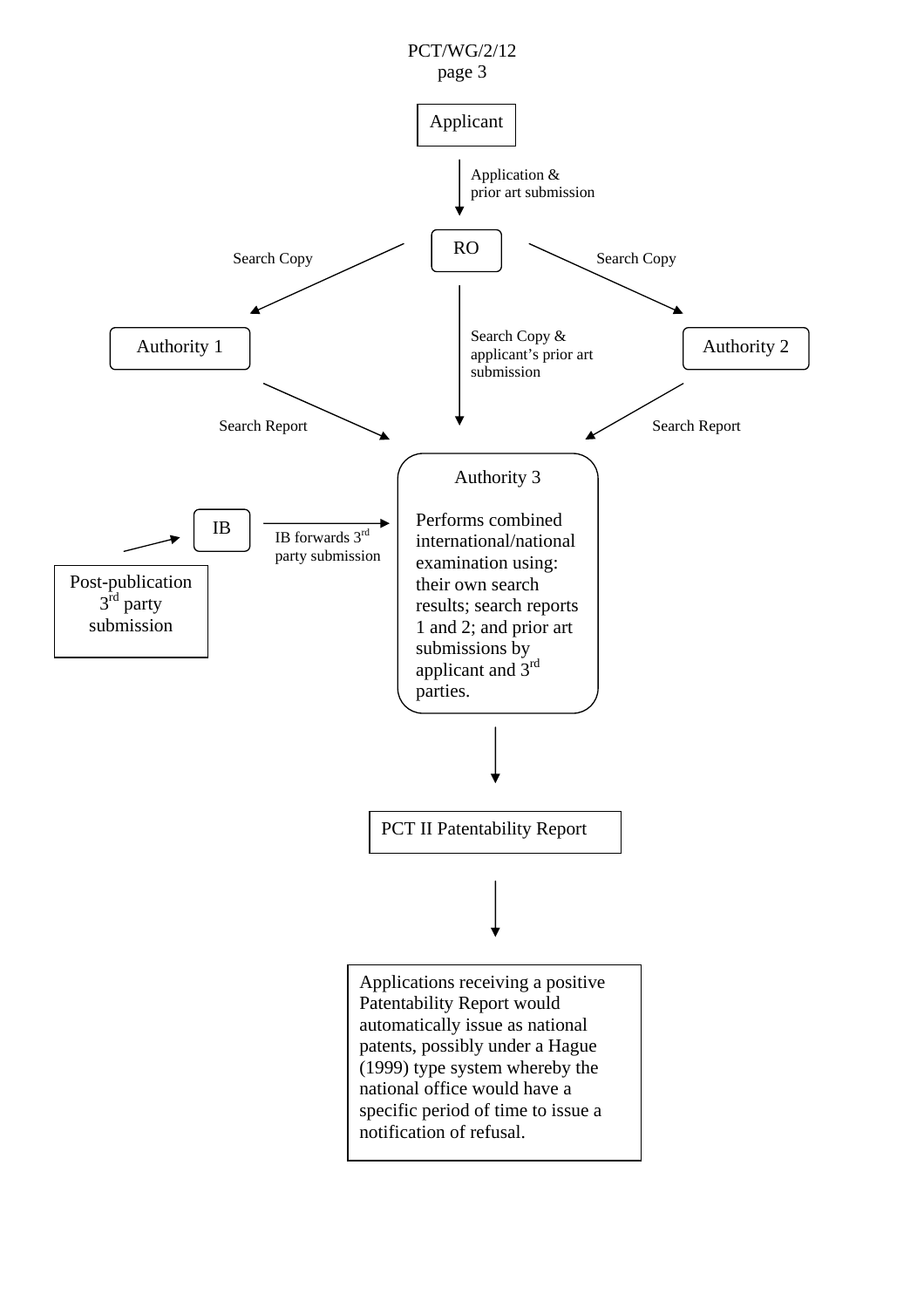Applicant

Application & prior art submission

RO

Search Copy

Search Copy

Authority 1

Search Copy & applicant's prior art submission

Authority 2

Search Report

Search Report

Authority 3

Performs combined international/national examination using: their own search results; search reports 1 and 2; and prior art submissions by applicant and 3rd parties.

IB

IB forwards 3rd party submission

Post-publication 3rd party submission

PCT II Patentability Report

Applications receiving a positive Patentability Report would automatically issue as national patents, possibly under a Hague (1999) type system whereby the national office would have a specific period of time to issue a notification of refusal.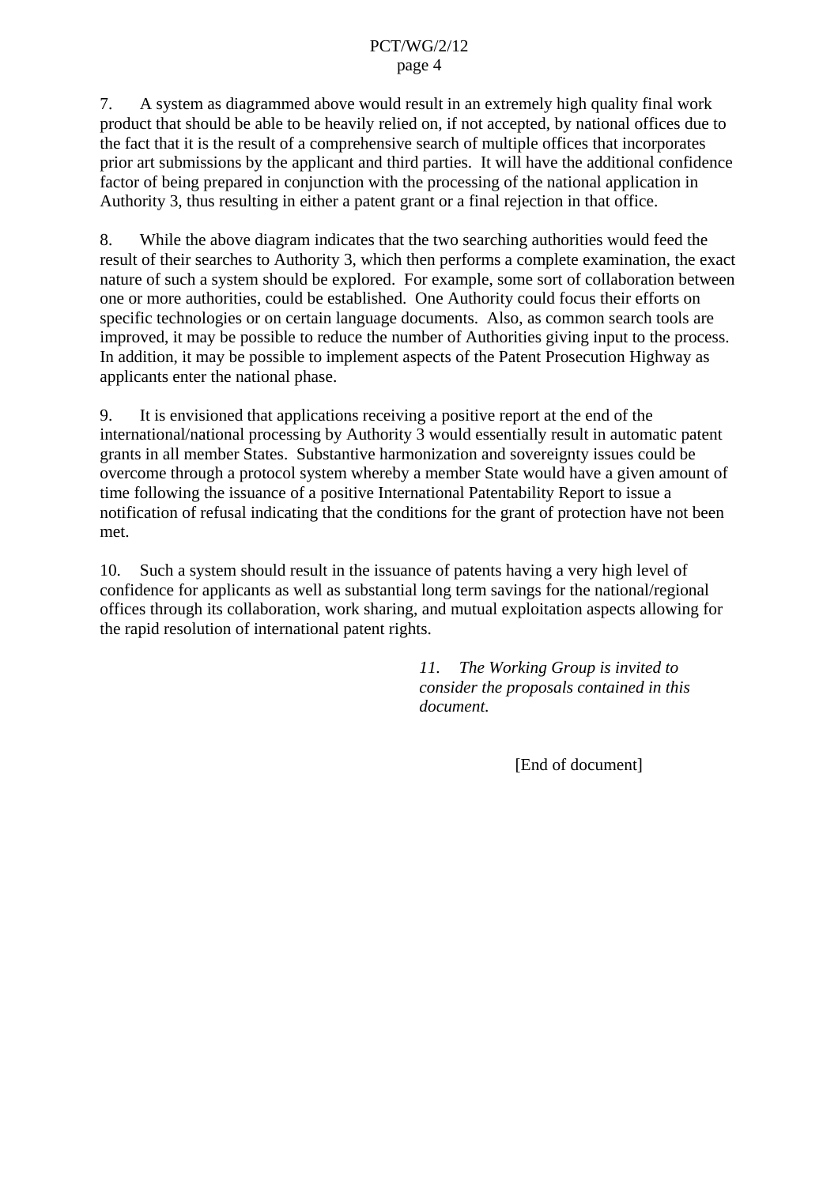7. A system as diagrammed above would result in an extremely high quality final work product that should be able to be heavily relied on, if not accepted, by national offices due to the fact that it is the result of a comprehensive search of multiple offices that incorporates prior art submissions by the applicant and third parties. It will have the additional confidence factor of being prepared in conjunction with the processing of the national application in Authority 3, thus resulting in either a patent grant or a final rejection in that office.

8. While the above diagram indicates that the two searching authorities would feed the result of their searches to Authority 3, which then performs a complete examination, the exact nature of such a system should be explored. For example, some sort of collaboration between one or more authorities, could be established. One Authority could focus their efforts on specific technologies or on certain language documents. Also, as common search tools are improved, it may be possible to reduce the number of Authorities giving input to the process. In addition, it may be possible to implement aspects of the Patent Prosecution Highway as applicants enter the national phase.

9. It is envisioned that applications receiving a positive report at the end of the international/national processing by Authority 3 would essentially result in automatic patent grants in all member States. Substantive harmonization and sovereignty issues could be overcome through a protocol system whereby a member State would have a given amount of time following the issuance of a positive International Patentability Report to issue a notification of refusal indicating that the conditions for the grant of protection have not been met.

10. Such a system should result in the issuance of patents having a very high level of confidence for applicants as well as substantial long term savings for the national/regional offices through its collaboration, work sharing, and mutual exploitation aspects allowing for the rapid resolution of international patent rights.

*11. The Working Group is invited to consider the proposals contained in this document.*

[End of document]